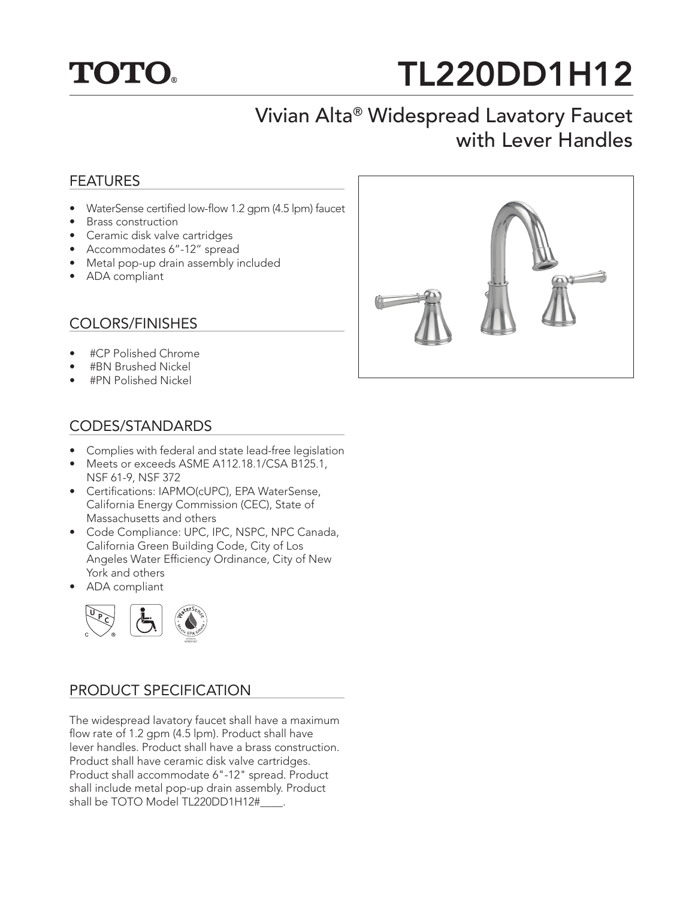# TOTO®

# TL220DD1H12

## Vivian Alta® Widespread Lavatory Faucet with Lever Handles

### FEATURES

- WaterSense certified low-flow 1.2 gpm (4.5 lpm) faucet
- Brass construction
- Ceramic disk valve cartridges
- Accommodates 6”-12” spread
- Metal pop-up drain assembly included
- ADA compliant

### COLORS/FINISHES

- #CP Polished Chrome
- #BN Brushed Nickel
- #PN Polished Nickel

### CODES/STANDARDS

- Complies with federal and state lead-free legislation
- Meets or exceeds ASME A112.18.1/CSA B125.1, NSF 61-9, NSF 372
- Certifications: IAPMO(cUPC), EPA WaterSense, California Energy Commission (CEC), State of Massachusetts and others
- Code Compliance: UPC, IPC, NSPC, NPC Canada, California Green Building Code, City of Los Angeles Water Efficiency Ordinance, City of New York and others
- ADA compliant

### PRODUCT SPECIFICATION

The widespread lavatory faucet shall have a maximum flow rate of 1.2 gpm (4.5 lpm). Product shall have lever handles. Product shall have a brass construction. Product shall have ceramic disk valve cartridges. Product shall accommodate 6"-12" spread. Product shall include metal pop-up drain assembly. Product shall be TOTO Model TL220DD1H12#____.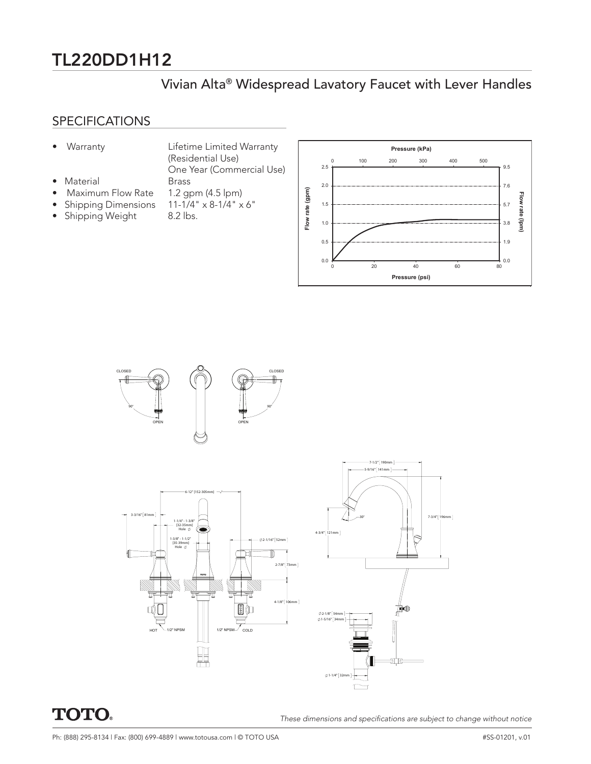# TL220DD1H12

## Vivian Alta® Widespread Lavatory Faucet with Lever Handles

## SPECIFICATIONS

- Warranty — Lifetime Limited Warranty (Residential Use) One Year (Commercial Use)
- Material — Brass
- Maximum Flow Rate — 1.2 gpm (4.5 lpm)
- Shipping Dimensions — 11-1/4" x 8-1/4" x 6"
- Shipping Weight — 8.2 lbs.

Pressure (kPa)
0 100 200 300 400 500
Flow rate (gpm)
2.5 2.0 1.5 1.0 0.5 0.0
Flow rate (lpm)
9.5 7.6 5.7 3.8 1.9 0.0
0 20 40 60 80
Pressure (psi)

CLOSED
90°
OPEN
CLOSED
90°
OPEN

6-12" [152-305mm]
3-3/16" [81mm]
1-1/4" - 1-3/8" [32-35mm] Hole ⌀
1-3/8" - 1-1/2" [35-39mm] Hole ⌀
⌀2-1/16" [52mm]
2-7/8" [73mm]
4-1/8" [106mm]
HOT
1/2" NPSM
1/2" NPSM
COLD

7-1/2" [190mm]
5-9/16" [141mm]
30°
7-3/4" [196mm]
4-3/4" [121mm]
⌀2-1/8" [54mm]
⌀1-5/16" [34mm]
⌀1-1/4" [32mm]

*These dimensions and specifications are subject to change without notice*

Ph: (888) 295-8134 | Fax: (800) 699-4889 | www.totousa.com | © TOTO USA

#SS-01201, v.01